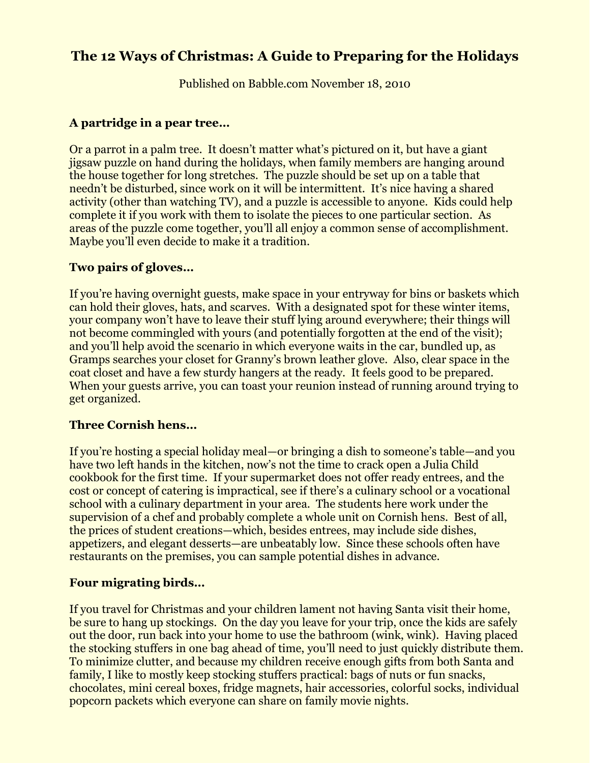# The 12 Ways of Christmas: A Guide to Preparing for the Holidays

Published on Babble.com November 18, 2010

### A partridge in a pear tree…

Or a parrot in a palm tree. It doesn't matter what's pictured on it, but have a giant jigsaw puzzle on hand during the holidays, when family members are hanging around the house together for long stretches. The puzzle should be set up on a table that needn't be disturbed, since work on it will be intermittent. It's nice having a shared activity (other than watching TV), and a puzzle is accessible to anyone. Kids could help complete it if you work with them to isolate the pieces to one particular section. As areas of the puzzle come together, you'll all enjoy a common sense of accomplishment. Maybe you'll even decide to make it a tradition.

### Two pairs of gloves…

If you're having overnight guests, make space in your entryway for bins or baskets which can hold their gloves, hats, and scarves. With a designated spot for these winter items, your company won't have to leave their stuff lying around everywhere; their things will not become commingled with yours (and potentially forgotten at the end of the visit); and you'll help avoid the scenario in which everyone waits in the car, bundled up, as Gramps searches your closet for Granny's brown leather glove. Also, clear space in the coat closet and have a few sturdy hangers at the ready. It feels good to be prepared. When your guests arrive, you can toast your reunion instead of running around trying to get organized.

### Three Cornish hens…

If you're hosting a special holiday meal—or bringing a dish to someone's table—and you have two left hands in the kitchen, now's not the time to crack open a Julia Child cookbook for the first time. If your supermarket does not offer ready entrees, and the cost or concept of catering is impractical, see if there's a culinary school or a vocational school with a culinary department in your area. The students here work under the supervision of a chef and probably complete a whole unit on Cornish hens. Best of all, the prices of student creations—which, besides entrees, may include side dishes, appetizers, and elegant desserts—are unbeatably low. Since these schools often have restaurants on the premises, you can sample potential dishes in advance.

### Four migrating birds…

If you travel for Christmas and your children lament not having Santa visit their home, be sure to hang up stockings. On the day you leave for your trip, once the kids are safely out the door, run back into your home to use the bathroom (wink, wink). Having placed the stocking stuffers in one bag ahead of time, you'll need to just quickly distribute them. To minimize clutter, and because my children receive enough gifts from both Santa and family, I like to mostly keep stocking stuffers practical: bags of nuts or fun snacks, chocolates, mini cereal boxes, fridge magnets, hair accessories, colorful socks, individual popcorn packets which everyone can share on family movie nights.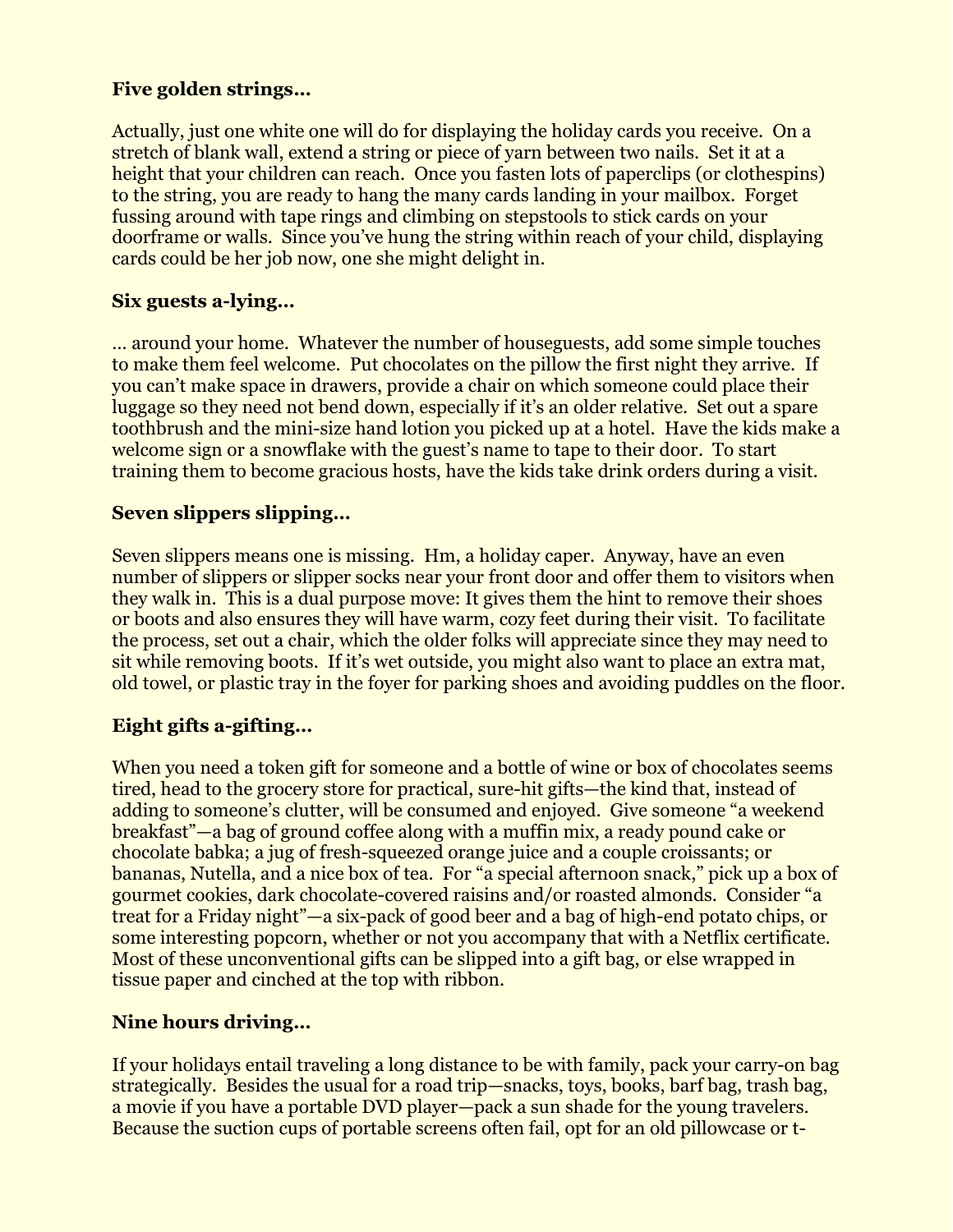**Five golden strings…**

Actually, just one white one will do for displaying the holiday cards you receive. On a stretch of blank wall, extend a string or piece of yarn between two nails. Set it at a height that your children can reach. Once you fasten lots of paperclips (or clothespins) to the string, you are ready to hang the many cards landing in your mailbox. Forget fussing around with tape rings and climbing on stepstools to stick cards on your doorframe or walls. Since you've hung the string within reach of your child, displaying cards could be her job now, one she might delight in.

**Six guests a-lying…**

… around your home. Whatever the number of houseguests, add some simple touches to make them feel welcome. Put chocolates on the pillow the first night they arrive. If you can't make space in drawers, provide a chair on which someone could place their luggage so they need not bend down, especially if it's an older relative. Set out a spare toothbrush and the mini-size hand lotion you picked up at a hotel. Have the kids make a welcome sign or a snowflake with the guest's name to tape to their door. To start training them to become gracious hosts, have the kids take drink orders during a visit.

**Seven slippers slipping…**

Seven slippers means one is missing. Hm, a holiday caper. Anyway, have an even number of slippers or slipper socks near your front door and offer them to visitors when they walk in. This is a dual purpose move: It gives them the hint to remove their shoes or boots and also ensures they will have warm, cozy feet during their visit. To facilitate the process, set out a chair, which the older folks will appreciate since they may need to sit while removing boots. If it's wet outside, you might also want to place an extra mat, old towel, or plastic tray in the foyer for parking shoes and avoiding puddles on the floor.

**Eight gifts a-gifting…**

When you need a token gift for someone and a bottle of wine or box of chocolates seems tired, head to the grocery store for practical, sure-hit gifts—the kind that, instead of adding to someone's clutter, will be consumed and enjoyed. Give someone "a weekend breakfast"—a bag of ground coffee along with a muffin mix, a ready pound cake or chocolate babka; a jug of fresh-squeezed orange juice and a couple croissants; or bananas, Nutella, and a nice box of tea. For "a special afternoon snack," pick up a box of gourmet cookies, dark chocolate-covered raisins and/or roasted almonds. Consider "a treat for a Friday night"—a six-pack of good beer and a bag of high-end potato chips, or some interesting popcorn, whether or not you accompany that with a Netflix certificate. Most of these unconventional gifts can be slipped into a gift bag, or else wrapped in tissue paper and cinched at the top with ribbon.

**Nine hours driving…**

If your holidays entail traveling a long distance to be with family, pack your carry-on bag strategically. Besides the usual for a road trip—snacks, toys, books, barf bag, trash bag, a movie if you have a portable DVD player—pack a sun shade for the young travelers. Because the suction cups of portable screens often fail, opt for an old pillowcase or t-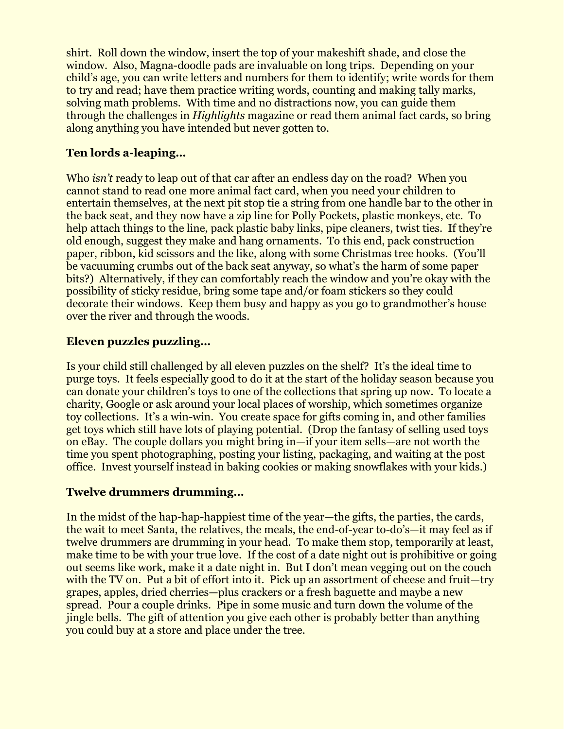shirt. Roll down the window, insert the top of your makeshift shade, and close the window. Also, Magna-doodle pads are invaluable on long trips. Depending on your child's age, you can write letters and numbers for them to identify; write words for them to try and read; have them practice writing words, counting and making tally marks, solving math problems. With time and no distractions now, you can guide them through the challenges in *Highlights* magazine or read them animal fact cards, so bring along anything you have intended but never gotten to.

**Ten lords a-leaping…**

Who *isn't* ready to leap out of that car after an endless day on the road? When you cannot stand to read one more animal fact card, when you need your children to entertain themselves, at the next pit stop tie a string from one handle bar to the other in the back seat, and they now have a zip line for Polly Pockets, plastic monkeys, etc. To help attach things to the line, pack plastic baby links, pipe cleaners, twist ties. If they're old enough, suggest they make and hang ornaments. To this end, pack construction paper, ribbon, kid scissors and the like, along with some Christmas tree hooks. (You'll be vacuuming crumbs out of the back seat anyway, so what's the harm of some paper bits?) Alternatively, if they can comfortably reach the window and you're okay with the possibility of sticky residue, bring some tape and/or foam stickers so they could decorate their windows. Keep them busy and happy as you go to grandmother's house over the river and through the woods.

**Eleven puzzles puzzling…**

Is your child still challenged by all eleven puzzles on the shelf? It's the ideal time to purge toys. It feels especially good to do it at the start of the holiday season because you can donate your children's toys to one of the collections that spring up now. To locate a charity, Google or ask around your local places of worship, which sometimes organize toy collections. It's a win-win. You create space for gifts coming in, and other families get toys which still have lots of playing potential. (Drop the fantasy of selling used toys on eBay. The couple dollars you might bring in—if your item sells—are not worth the time you spent photographing, posting your listing, packaging, and waiting at the post office. Invest yourself instead in baking cookies or making snowflakes with your kids.)

**Twelve drummers drumming…**

In the midst of the hap-hap-happiest time of the year—the gifts, the parties, the cards, the wait to meet Santa, the relatives, the meals, the end-of-year to-do's—it may feel as if twelve drummers are drumming in your head. To make them stop, temporarily at least, make time to be with your true love. If the cost of a date night out is prohibitive or going out seems like work, make it a date night in. But I don't mean vegging out on the couch with the TV on. Put a bit of effort into it. Pick up an assortment of cheese and fruit—try grapes, apples, dried cherries—plus crackers or a fresh baguette and maybe a new spread. Pour a couple drinks. Pipe in some music and turn down the volume of the jingle bells. The gift of attention you give each other is probably better than anything you could buy at a store and place under the tree.